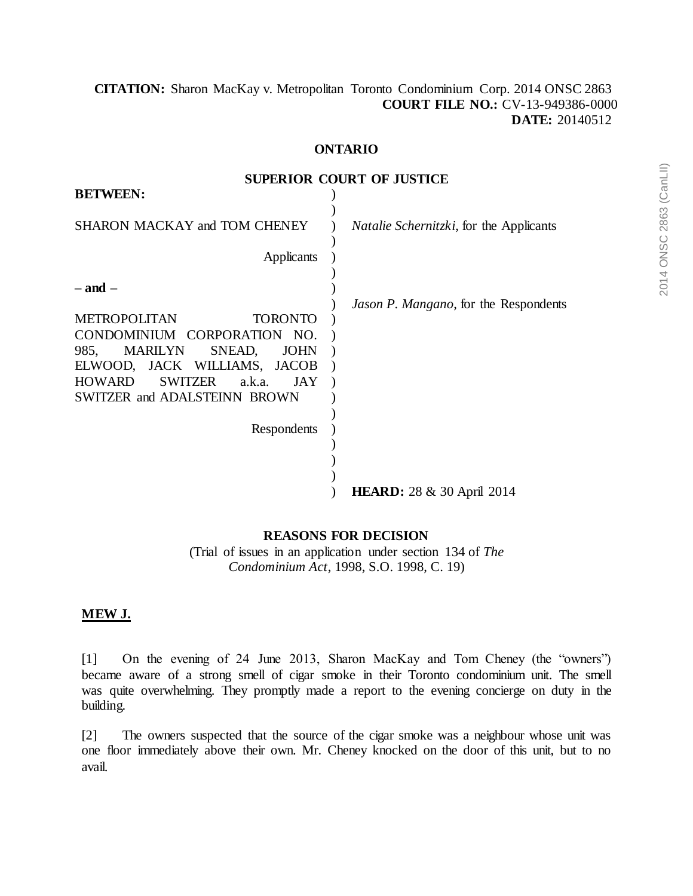**CITATION:** Sharon MacKay v. Metropolitan Toronto Condominium Corp. 2014 ONSC 2863
**COURT FILE NO.:** CV-13-949386-0000
**DATE:** 20140512

**ONTARIO**

**SUPERIOR COURT OF JUSTICE**

**BETWEEN:**

SHARON MACKAY and TOM CHENEY

Applicants

– and –

METROPOLITAN TORONTO CONDOMINIUM CORPORATION NO. 985, MARILYN SNEAD, JOHN ELWOOD, JACK WILLIAMS, JACOB HOWARD SWITZER a.k.a. JAY SWITZER and ADALSTEINN BROWN

Respondents

*Natalie Schernitzki*, for the Applicants

*Jason P. Mangano*, for the Respondents

**HEARD:** 28 & 30 April 2014

**REASONS FOR DECISION**

(Trial of issues in an application under section 134 of *The Condominium Act*, 1998, S.O. 1998, C. 19)

**MEW J.**

[1] On the evening of 24 June 2013, Sharon MacKay and Tom Cheney (the "owners") became aware of a strong smell of cigar smoke in their Toronto condominium unit. The smell was quite overwhelming. They promptly made a report to the evening concierge on duty in the building.

[2] The owners suspected that the source of the cigar smoke was a neighbour whose unit was one floor immediately above their own. Mr. Cheney knocked on the door of this unit, but to no avail.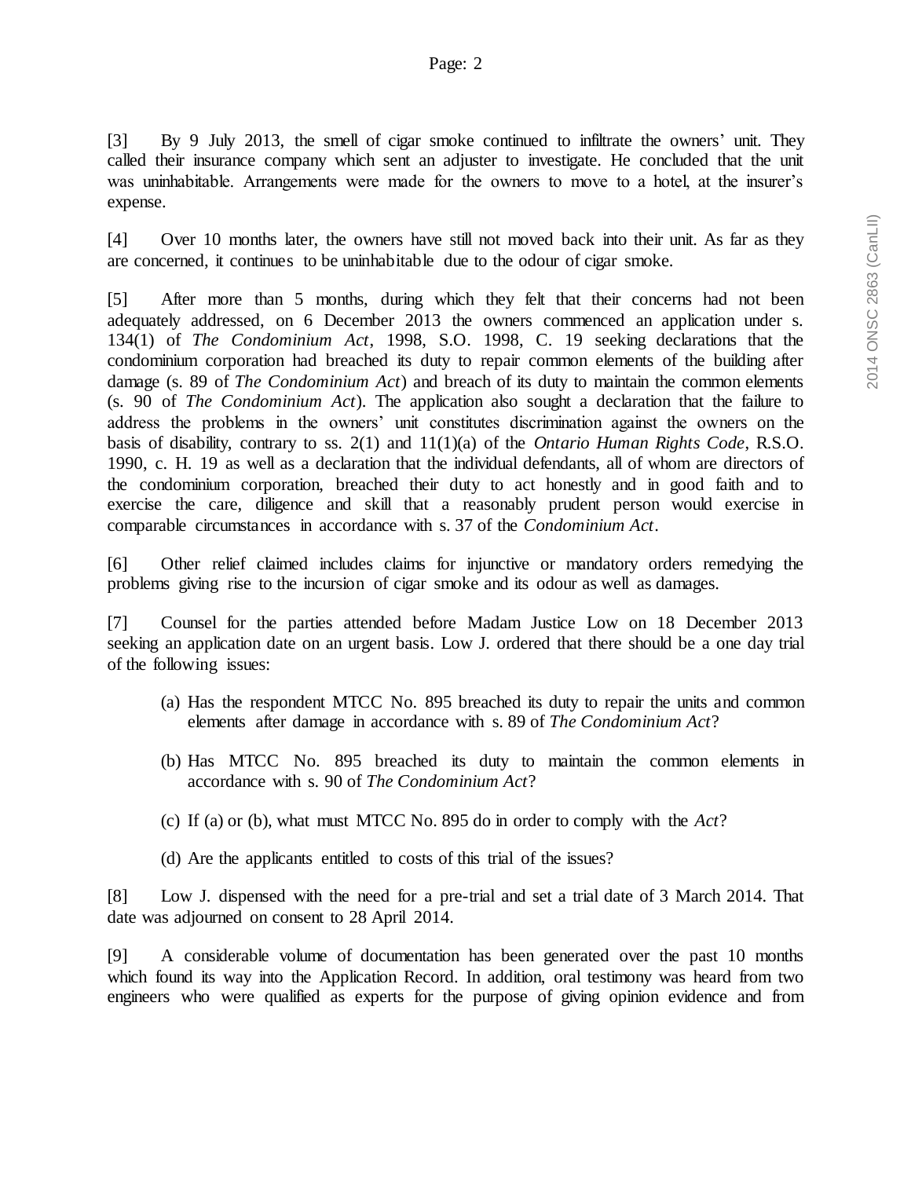[3] By 9 July 2013, the smell of cigar smoke continued to infiltrate the owners' unit. They called their insurance company which sent an adjuster to investigate. He concluded that the unit was uninhabitable. Arrangements were made for the owners to move to a hotel, at the insurer's expense.

[4] Over 10 months later, the owners have still not moved back into their unit. As far as they are concerned, it continues to be uninhabitable due to the odour of cigar smoke.

[5] After more than 5 months, during which they felt that their concerns had not been adequately addressed, on 6 December 2013 the owners commenced an application under s. 134(1) of *The Condominium Act*, 1998, S.O. 1998, C. 19 seeking declarations that the condominium corporation had breached its duty to repair common elements of the building after damage (s. 89 of *The Condominium Act*) and breach of its duty to maintain the common elements (s. 90 of *The Condominium Act*). The application also sought a declaration that the failure to address the problems in the owners' unit constitutes discrimination against the owners on the basis of disability, contrary to ss. 2(1) and 11(1)(a) of the *Ontario Human Rights Code*, R.S.O. 1990, c. H. 19 as well as a declaration that the individual defendants, all of whom are directors of the condominium corporation, breached their duty to act honestly and in good faith and to exercise the care, diligence and skill that a reasonably prudent person would exercise in comparable circumstances in accordance with s. 37 of the *Condominium Act*.

[6] Other relief claimed includes claims for injunctive or mandatory orders remedying the problems giving rise to the incursion of cigar smoke and its odour as well as damages.

[7] Counsel for the parties attended before Madam Justice Low on 18 December 2013 seeking an application date on an urgent basis. Low J. ordered that there should be a one day trial of the following issues:

(a) Has the respondent MTCC No. 895 breached its duty to repair the units and common elements after damage in accordance with s. 89 of *The Condominium Act*?

(b) Has MTCC No. 895 breached its duty to maintain the common elements in accordance with s. 90 of *The Condominium Act*?

(c) If (a) or (b), what must MTCC No. 895 do in order to comply with the *Act*?

(d) Are the applicants entitled to costs of this trial of the issues?

[8] Low J. dispensed with the need for a pre-trial and set a trial date of 3 March 2014. That date was adjourned on consent to 28 April 2014.

[9] A considerable volume of documentation has been generated over the past 10 months which found its way into the Application Record. In addition, oral testimony was heard from two engineers who were qualified as experts for the purpose of giving opinion evidence and from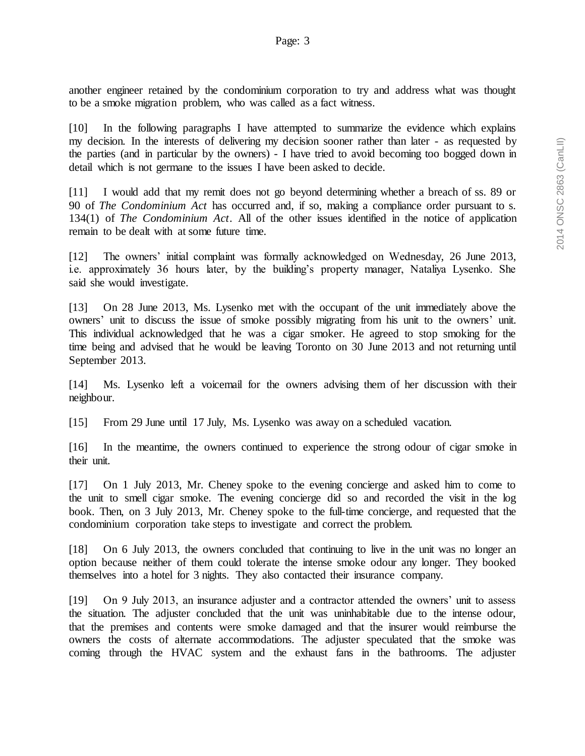another engineer retained by the condominium corporation to try and address what was thought to be a smoke migration problem, who was called as a fact witness.

[10] In the following paragraphs I have attempted to summarize the evidence which explains my decision. In the interests of delivering my decision sooner rather than later - as requested by the parties (and in particular by the owners) - I have tried to avoid becoming too bogged down in detail which is not germane to the issues I have been asked to decide.

[11] I would add that my remit does not go beyond determining whether a breach of ss. 89 or 90 of *The Condominium Act* has occurred and, if so, making a compliance order pursuant to s. 134(1) of *The Condominium Act*. All of the other issues identified in the notice of application remain to be dealt with at some future time.

[12] The owners' initial complaint was formally acknowledged on Wednesday, 26 June 2013, i.e. approximately 36 hours later, by the building's property manager, Nataliya Lysenko. She said she would investigate.

[13] On 28 June 2013, Ms. Lysenko met with the occupant of the unit immediately above the owners' unit to discuss the issue of smoke possibly migrating from his unit to the owners' unit. This individual acknowledged that he was a cigar smoker. He agreed to stop smoking for the time being and advised that he would be leaving Toronto on 30 June 2013 and not returning until September 2013.

[14] Ms. Lysenko left a voicemail for the owners advising them of her discussion with their neighbour.

[15] From 29 June until 17 July, Ms. Lysenko was away on a scheduled vacation.

[16] In the meantime, the owners continued to experience the strong odour of cigar smoke in their unit.

[17] On 1 July 2013, Mr. Cheney spoke to the evening concierge and asked him to come to the unit to smell cigar smoke. The evening concierge did so and recorded the visit in the log book. Then, on 3 July 2013, Mr. Cheney spoke to the full-time concierge, and requested that the condominium corporation take steps to investigate and correct the problem.

[18] On 6 July 2013, the owners concluded that continuing to live in the unit was no longer an option because neither of them could tolerate the intense smoke odour any longer. They booked themselves into a hotel for 3 nights. They also contacted their insurance company.

[19] On 9 July 2013, an insurance adjuster and a contractor attended the owners' unit to assess the situation. The adjuster concluded that the unit was uninhabitable due to the intense odour, that the premises and contents were smoke damaged and that the insurer would reimburse the owners the costs of alternate accommodations. The adjuster speculated that the smoke was coming through the HVAC system and the exhaust fans in the bathrooms. The adjuster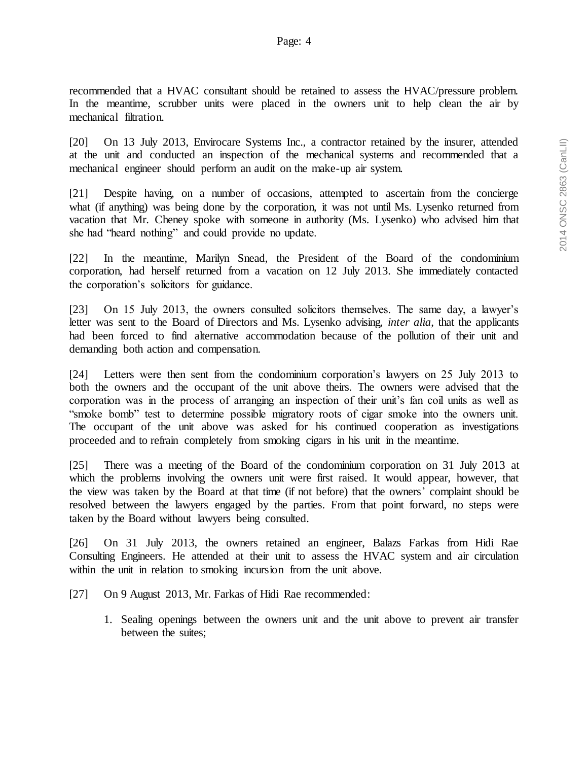recommended that a HVAC consultant should be retained to assess the HVAC/pressure problem. In the meantime, scrubber units were placed in the owners unit to help clean the air by mechanical filtration.

[20] On 13 July 2013, Envirocare Systems Inc., a contractor retained by the insurer, attended at the unit and conducted an inspection of the mechanical systems and recommended that a mechanical engineer should perform an audit on the make-up air system.

[21] Despite having, on a number of occasions, attempted to ascertain from the concierge what (if anything) was being done by the corporation, it was not until Ms. Lysenko returned from vacation that Mr. Cheney spoke with someone in authority (Ms. Lysenko) who advised him that she had "heard nothing" and could provide no update.

[22] In the meantime, Marilyn Snead, the President of the Board of the condominium corporation, had herself returned from a vacation on 12 July 2013. She immediately contacted the corporation's solicitors for guidance.

[23] On 15 July 2013, the owners consulted solicitors themselves. The same day, a lawyer's letter was sent to the Board of Directors and Ms. Lysenko advising, *inter alia*, that the applicants had been forced to find alternative accommodation because of the pollution of their unit and demanding both action and compensation.

[24] Letters were then sent from the condominium corporation's lawyers on 25 July 2013 to both the owners and the occupant of the unit above theirs. The owners were advised that the corporation was in the process of arranging an inspection of their unit's fan coil units as well as "smoke bomb" test to determine possible migratory roots of cigar smoke into the owners unit. The occupant of the unit above was asked for his continued cooperation as investigations proceeded and to refrain completely from smoking cigars in his unit in the meantime.

[25] There was a meeting of the Board of the condominium corporation on 31 July 2013 at which the problems involving the owners unit were first raised. It would appear, however, that the view was taken by the Board at that time (if not before) that the owners' complaint should be resolved between the lawyers engaged by the parties. From that point forward, no steps were taken by the Board without lawyers being consulted.

[26] On 31 July 2013, the owners retained an engineer, Balazs Farkas from Hidi Rae Consulting Engineers. He attended at their unit to assess the HVAC system and air circulation within the unit in relation to smoking incursion from the unit above.

[27] On 9 August 2013, Mr. Farkas of Hidi Rae recommended:

1. Sealing openings between the owners unit and the unit above to prevent air transfer between the suites;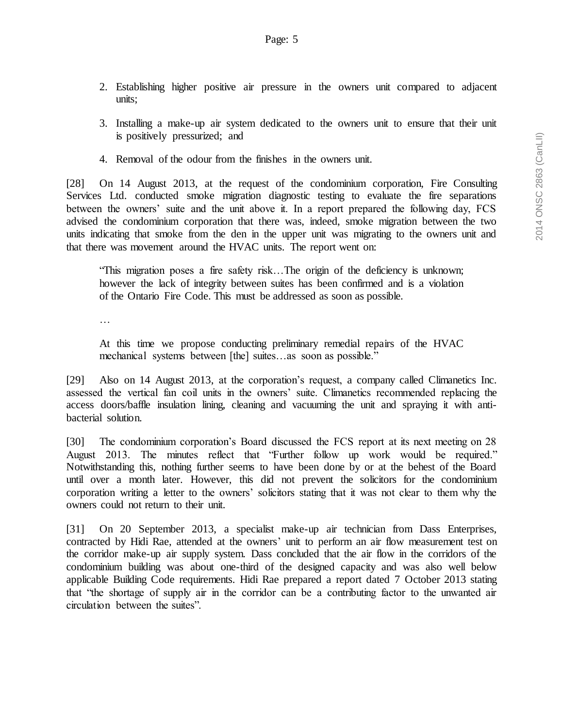2. Establishing higher positive air pressure in the owners unit compared to adjacent units;

3. Installing a make-up air system dedicated to the owners unit to ensure that their unit is positively pressurized; and

4. Removal of the odour from the finishes in the owners unit.

[28] On 14 August 2013, at the request of the condominium corporation, Fire Consulting Services Ltd. conducted smoke migration diagnostic testing to evaluate the fire separations between the owners' suite and the unit above it. In a report prepared the following day, FCS advised the condominium corporation that there was, indeed, smoke migration between the two units indicating that smoke from the den in the upper unit was migrating to the owners unit and that there was movement around the HVAC units. The report went on:

> "This migration poses a fire safety risk…The origin of the deficiency is unknown; however the lack of integrity between suites has been confirmed and is a violation of the Ontario Fire Code. This must be addressed as soon as possible.
>
> …
>
> At this time we propose conducting preliminary remedial repairs of the HVAC mechanical systems between [the] suites…as soon as possible."

[29] Also on 14 August 2013, at the corporation's request, a company called Climanetics Inc. assessed the vertical fan coil units in the owners' suite. Climanetics recommended replacing the access doors/baffle insulation lining, cleaning and vacuuming the unit and spraying it with anti-bacterial solution.

[30] The condominium corporation's Board discussed the FCS report at its next meeting on 28 August 2013. The minutes reflect that "Further follow up work would be required." Notwithstanding this, nothing further seems to have been done by or at the behest of the Board until over a month later. However, this did not prevent the solicitors for the condominium corporation writing a letter to the owners' solicitors stating that it was not clear to them why the owners could not return to their unit.

[31] On 20 September 2013, a specialist make-up air technician from Dass Enterprises, contracted by Hidi Rae, attended at the owners' unit to perform an air flow measurement test on the corridor make-up air supply system. Dass concluded that the air flow in the corridors of the condominium building was about one-third of the designed capacity and was also well below applicable Building Code requirements. Hidi Rae prepared a report dated 7 October 2013 stating that "the shortage of supply air in the corridor can be a contributing factor to the unwanted air circulation between the suites".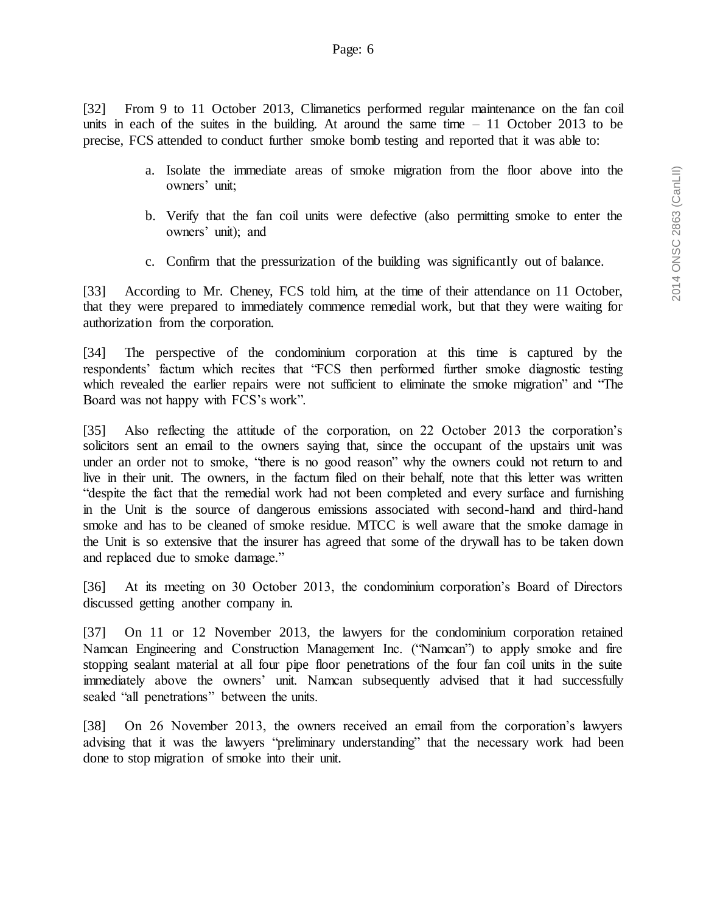[32] From 9 to 11 October 2013, Climanetics performed regular maintenance on the fan coil units in each of the suites in the building. At around the same time – 11 October 2013 to be precise, FCS attended to conduct further smoke bomb testing and reported that it was able to:

> a. Isolate the immediate areas of smoke migration from the floor above into the owners' unit;
>
> b. Verify that the fan coil units were defective (also permitting smoke to enter the owners' unit); and
>
> c. Confirm that the pressurization of the building was significantly out of balance.

[33] According to Mr. Cheney, FCS told him, at the time of their attendance on 11 October, that they were prepared to immediately commence remedial work, but that they were waiting for authorization from the corporation.

[34] The perspective of the condominium corporation at this time is captured by the respondents' factum which recites that "FCS then performed further smoke diagnostic testing which revealed the earlier repairs were not sufficient to eliminate the smoke migration" and "The Board was not happy with FCS's work".

[35] Also reflecting the attitude of the corporation, on 22 October 2013 the corporation's solicitors sent an email to the owners saying that, since the occupant of the upstairs unit was under an order not to smoke, "there is no good reason" why the owners could not return to and live in their unit. The owners, in the factum filed on their behalf, note that this letter was written "despite the fact that the remedial work had not been completed and every surface and furnishing in the Unit is the source of dangerous emissions associated with second-hand and third-hand smoke and has to be cleaned of smoke residue. MTCC is well aware that the smoke damage in the Unit is so extensive that the insurer has agreed that some of the drywall has to be taken down and replaced due to smoke damage."

[36] At its meeting on 30 October 2013, the condominium corporation's Board of Directors discussed getting another company in.

[37] On 11 or 12 November 2013, the lawyers for the condominium corporation retained Namcan Engineering and Construction Management Inc. ("Namcan") to apply smoke and fire stopping sealant material at all four pipe floor penetrations of the four fan coil units in the suite immediately above the owners' unit. Namcan subsequently advised that it had successfully sealed "all penetrations" between the units.

[38] On 26 November 2013, the owners received an email from the corporation's lawyers advising that it was the lawyers "preliminary understanding" that the necessary work had been done to stop migration of smoke into their unit.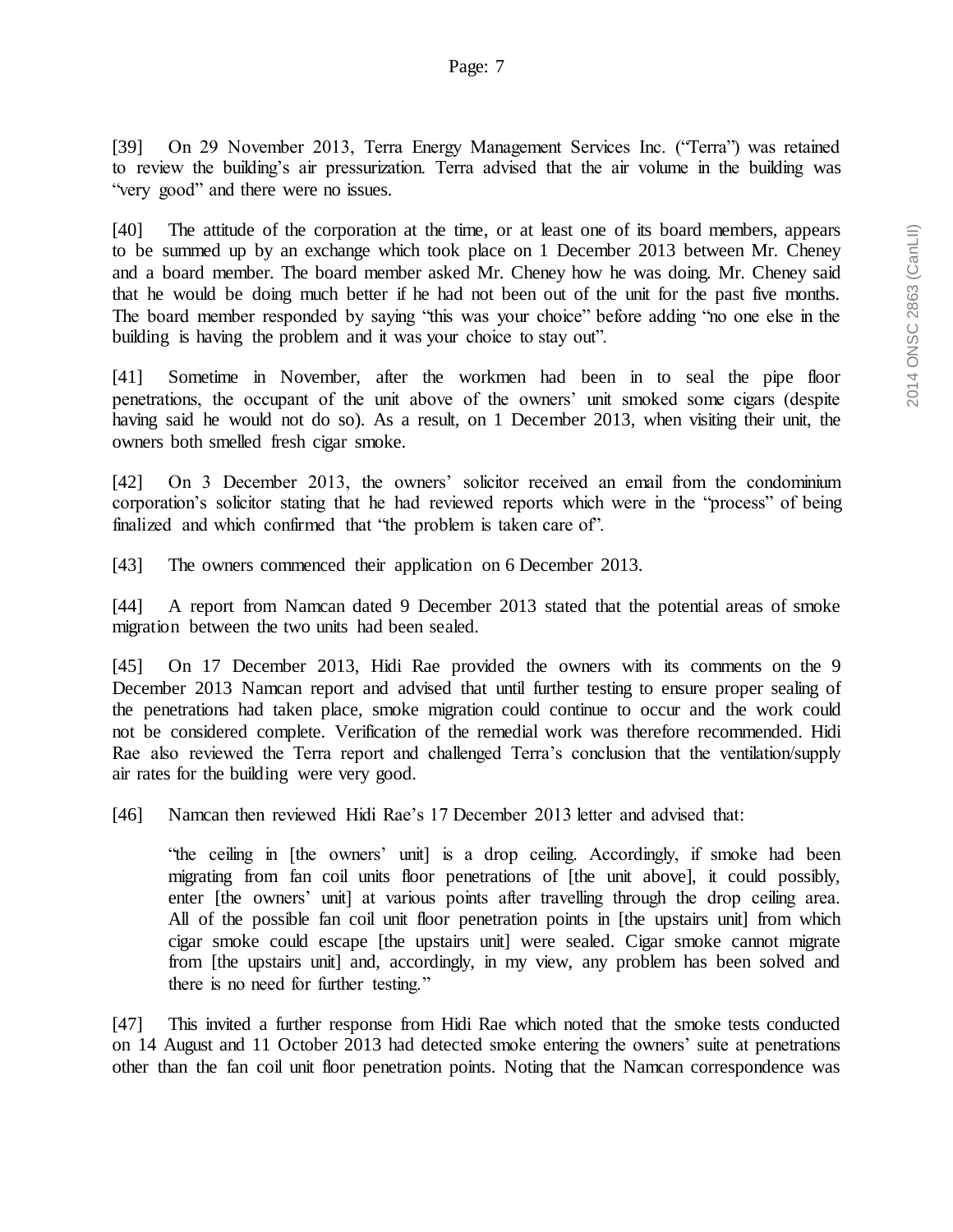[39] On 29 November 2013, Terra Energy Management Services Inc. ("Terra") was retained to review the building's air pressurization. Terra advised that the air volume in the building was "very good" and there were no issues.

[40] The attitude of the corporation at the time, or at least one of its board members, appears to be summed up by an exchange which took place on 1 December 2013 between Mr. Cheney and a board member. The board member asked Mr. Cheney how he was doing. Mr. Cheney said that he would be doing much better if he had not been out of the unit for the past five months. The board member responded by saying "this was your choice" before adding "no one else in the building is having the problem and it was your choice to stay out".

[41] Sometime in November, after the workmen had been in to seal the pipe floor penetrations, the occupant of the unit above of the owners' unit smoked some cigars (despite having said he would not do so). As a result, on 1 December 2013, when visiting their unit, the owners both smelled fresh cigar smoke.

[42] On 3 December 2013, the owners' solicitor received an email from the condominium corporation's solicitor stating that he had reviewed reports which were in the "process" of being finalized and which confirmed that "the problem is taken care of".

[43] The owners commenced their application on 6 December 2013.

[44] A report from Namcan dated 9 December 2013 stated that the potential areas of smoke migration between the two units had been sealed.

[45] On 17 December 2013, Hidi Rae provided the owners with its comments on the 9 December 2013 Namcan report and advised that until further testing to ensure proper sealing of the penetrations had taken place, smoke migration could continue to occur and the work could not be considered complete. Verification of the remedial work was therefore recommended. Hidi Rae also reviewed the Terra report and challenged Terra's conclusion that the ventilation/supply air rates for the building were very good.

[46] Namcan then reviewed Hidi Rae's 17 December 2013 letter and advised that:

> "the ceiling in [the owners' unit] is a drop ceiling. Accordingly, if smoke had been migrating from fan coil units floor penetrations of [the unit above], it could possibly, enter [the owners' unit] at various points after travelling through the drop ceiling area. All of the possible fan coil unit floor penetration points in [the upstairs unit] from which cigar smoke could escape [the upstairs unit] were sealed. Cigar smoke cannot migrate from [the upstairs unit] and, accordingly, in my view, any problem has been solved and there is no need for further testing."

[47] This invited a further response from Hidi Rae which noted that the smoke tests conducted on 14 August and 11 October 2013 had detected smoke entering the owners' suite at penetrations other than the fan coil unit floor penetration points. Noting that the Namcan correspondence was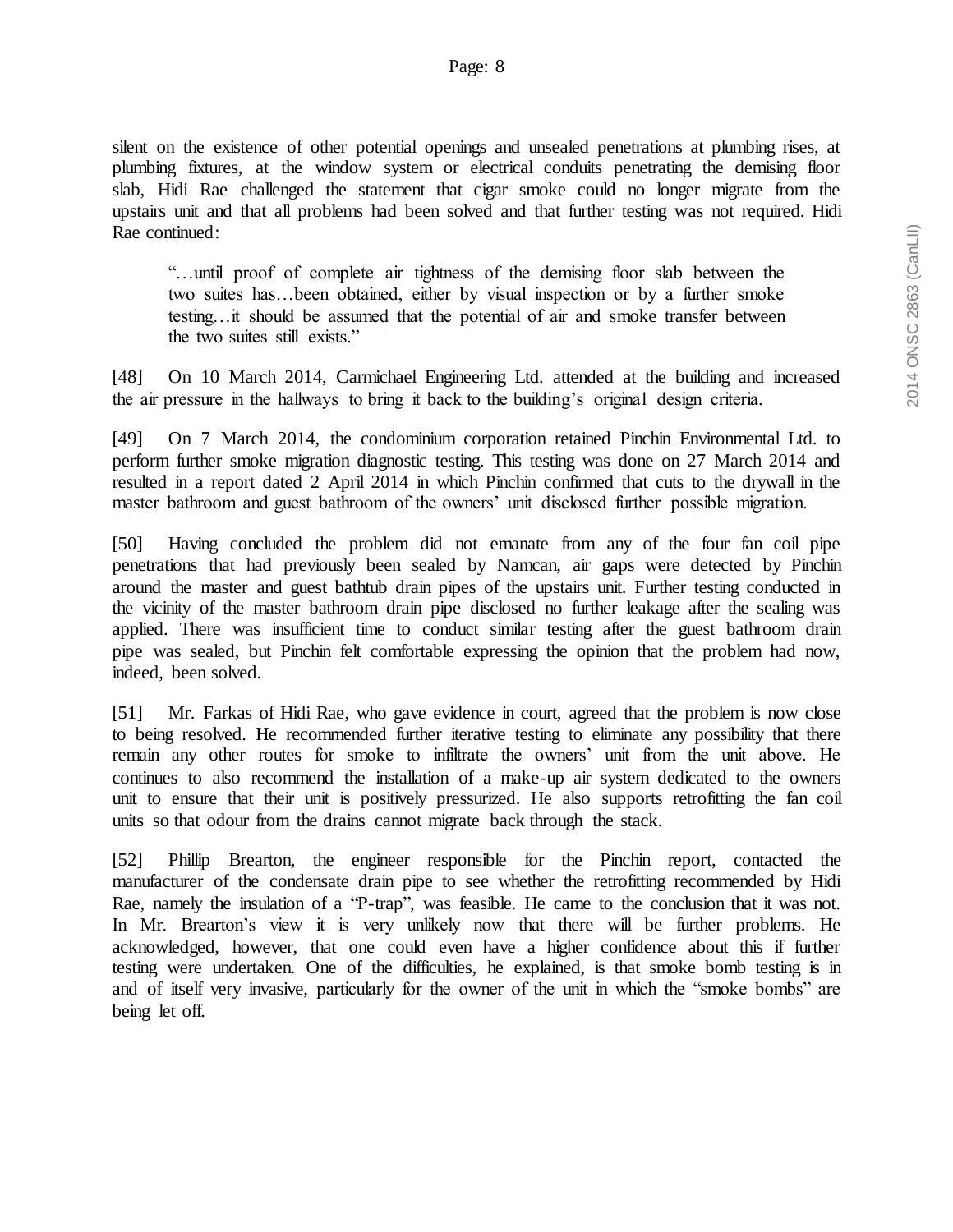silent on the existence of other potential openings and unsealed penetrations at plumbing rises, at plumbing fixtures, at the window system or electrical conduits penetrating the demising floor slab, Hidi Rae challenged the statement that cigar smoke could no longer migrate from the upstairs unit and that all problems had been solved and that further testing was not required. Hidi Rae continued:

> "…until proof of complete air tightness of the demising floor slab between the two suites has…been obtained, either by visual inspection or by a further smoke testing…it should be assumed that the potential of air and smoke transfer between the two suites still exists."

[48] On 10 March 2014, Carmichael Engineering Ltd. attended at the building and increased the air pressure in the hallways to bring it back to the building's original design criteria.

[49] On 7 March 2014, the condominium corporation retained Pinchin Environmental Ltd. to perform further smoke migration diagnostic testing. This testing was done on 27 March 2014 and resulted in a report dated 2 April 2014 in which Pinchin confirmed that cuts to the drywall in the master bathroom and guest bathroom of the owners' unit disclosed further possible migration.

[50] Having concluded the problem did not emanate from any of the four fan coil pipe penetrations that had previously been sealed by Namcan, air gaps were detected by Pinchin around the master and guest bathtub drain pipes of the upstairs unit. Further testing conducted in the vicinity of the master bathroom drain pipe disclosed no further leakage after the sealing was applied. There was insufficient time to conduct similar testing after the guest bathroom drain pipe was sealed, but Pinchin felt comfortable expressing the opinion that the problem had now, indeed, been solved.

[51] Mr. Farkas of Hidi Rae, who gave evidence in court, agreed that the problem is now close to being resolved. He recommended further iterative testing to eliminate any possibility that there remain any other routes for smoke to infiltrate the owners' unit from the unit above. He continues to also recommend the installation of a make-up air system dedicated to the owners unit to ensure that their unit is positively pressurized. He also supports retrofitting the fan coil units so that odour from the drains cannot migrate back through the stack.

[52] Phillip Brearton, the engineer responsible for the Pinchin report, contacted the manufacturer of the condensate drain pipe to see whether the retrofitting recommended by Hidi Rae, namely the insulation of a "P-trap", was feasible. He came to the conclusion that it was not. In Mr. Brearton's view it is very unlikely now that there will be further problems. He acknowledged, however, that one could even have a higher confidence about this if further testing were undertaken. One of the difficulties, he explained, is that smoke bomb testing is in and of itself very invasive, particularly for the owner of the unit in which the "smoke bombs" are being let off.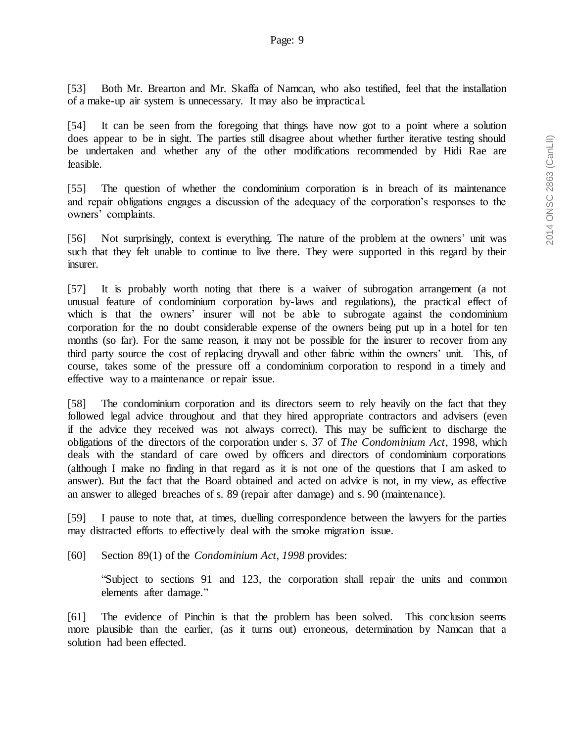[53] Both Mr. Brearton and Mr. Skaffa of Namcan, who also testified, feel that the installation of a make-up air system is unnecessary. It may also be impractical.

[54] It can be seen from the foregoing that things have now got to a point where a solution does appear to be in sight. The parties still disagree about whether further iterative testing should be undertaken and whether any of the other modifications recommended by Hidi Rae are feasible.

[55] The question of whether the condominium corporation is in breach of its maintenance and repair obligations engages a discussion of the adequacy of the corporation's responses to the owners' complaints.

[56] Not surprisingly, context is everything. The nature of the problem at the owners' unit was such that they felt unable to continue to live there. They were supported in this regard by their insurer.

[57] It is probably worth noting that there is a waiver of subrogation arrangement (a not unusual feature of condominium corporation by-laws and regulations), the practical effect of which is that the owners' insurer will not be able to subrogate against the condominium corporation for the no doubt considerable expense of the owners being put up in a hotel for ten months (so far). For the same reason, it may not be possible for the insurer to recover from any third party source the cost of replacing drywall and other fabric within the owners' unit. This, of course, takes some of the pressure off a condominium corporation to respond in a timely and effective way to a maintenance or repair issue.

[58] The condominium corporation and its directors seem to rely heavily on the fact that they followed legal advice throughout and that they hired appropriate contractors and advisers (even if the advice they received was not always correct). This may be sufficient to discharge the obligations of the directors of the corporation under s. 37 of *The Condominium Act*, 1998, which deals with the standard of care owed by officers and directors of condominium corporations (although I make no finding in that regard as it is not one of the questions that I am asked to answer). But the fact that the Board obtained and acted on advice is not, in my view, as effective an answer to alleged breaches of s. 89 (repair after damage) and s. 90 (maintenance).

[59] I pause to note that, at times, duelling correspondence between the lawyers for the parties may distracted efforts to effectively deal with the smoke migration issue.

[60] Section 89(1) of the *Condominium Act, 1998* provides:

> "Subject to sections 91 and 123, the corporation shall repair the units and common elements after damage."

[61] The evidence of Pinchin is that the problem has been solved. This conclusion seems more plausible than the earlier, (as it turns out) erroneous, determination by Namcan that a solution had been effected.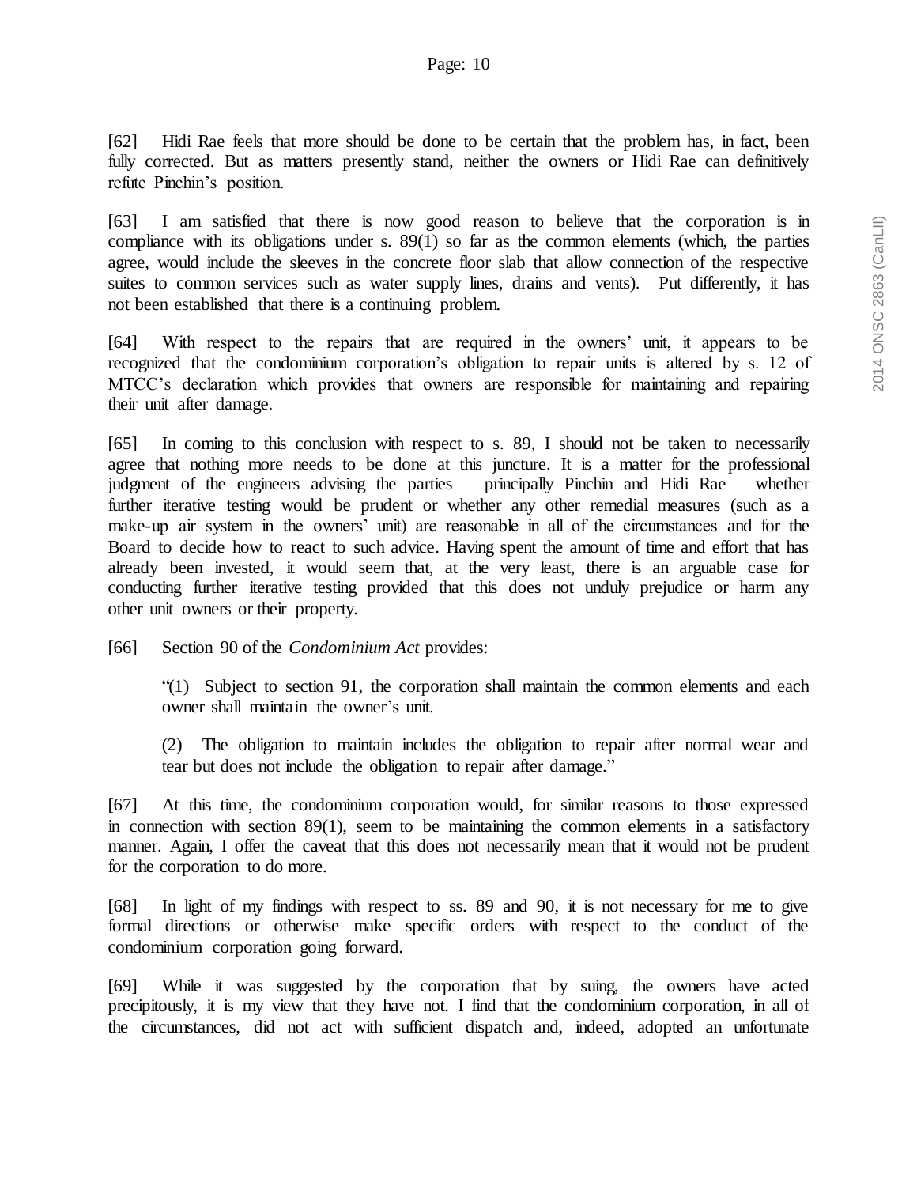[62] Hidi Rae feels that more should be done to be certain that the problem has, in fact, been fully corrected. But as matters presently stand, neither the owners or Hidi Rae can definitively refute Pinchin's position.

[63] I am satisfied that there is now good reason to believe that the corporation is in compliance with its obligations under s. 89(1) so far as the common elements (which, the parties agree, would include the sleeves in the concrete floor slab that allow connection of the respective suites to common services such as water supply lines, drains and vents). Put differently, it has not been established that there is a continuing problem.

[64] With respect to the repairs that are required in the owners' unit, it appears to be recognized that the condominium corporation's obligation to repair units is altered by s. 12 of MTCC's declaration which provides that owners are responsible for maintaining and repairing their unit after damage.

[65] In coming to this conclusion with respect to s. 89, I should not be taken to necessarily agree that nothing more needs to be done at this juncture. It is a matter for the professional judgment of the engineers advising the parties – principally Pinchin and Hidi Rae – whether further iterative testing would be prudent or whether any other remedial measures (such as a make-up air system in the owners' unit) are reasonable in all of the circumstances and for the Board to decide how to react to such advice. Having spent the amount of time and effort that has already been invested, it would seem that, at the very least, there is an arguable case for conducting further iterative testing provided that this does not unduly prejudice or harm any other unit owners or their property.

[66] Section 90 of the *Condominium Act* provides:

> "(1) Subject to section 91, the corporation shall maintain the common elements and each owner shall maintain the owner's unit.
>
> (2) The obligation to maintain includes the obligation to repair after normal wear and tear but does not include the obligation to repair after damage."

[67] At this time, the condominium corporation would, for similar reasons to those expressed in connection with section 89(1), seem to be maintaining the common elements in a satisfactory manner. Again, I offer the caveat that this does not necessarily mean that it would not be prudent for the corporation to do more.

[68] In light of my findings with respect to ss. 89 and 90, it is not necessary for me to give formal directions or otherwise make specific orders with respect to the conduct of the condominium corporation going forward.

[69] While it was suggested by the corporation that by suing, the owners have acted precipitously, it is my view that they have not. I find that the condominium corporation, in all of the circumstances, did not act with sufficient dispatch and, indeed, adopted an unfortunate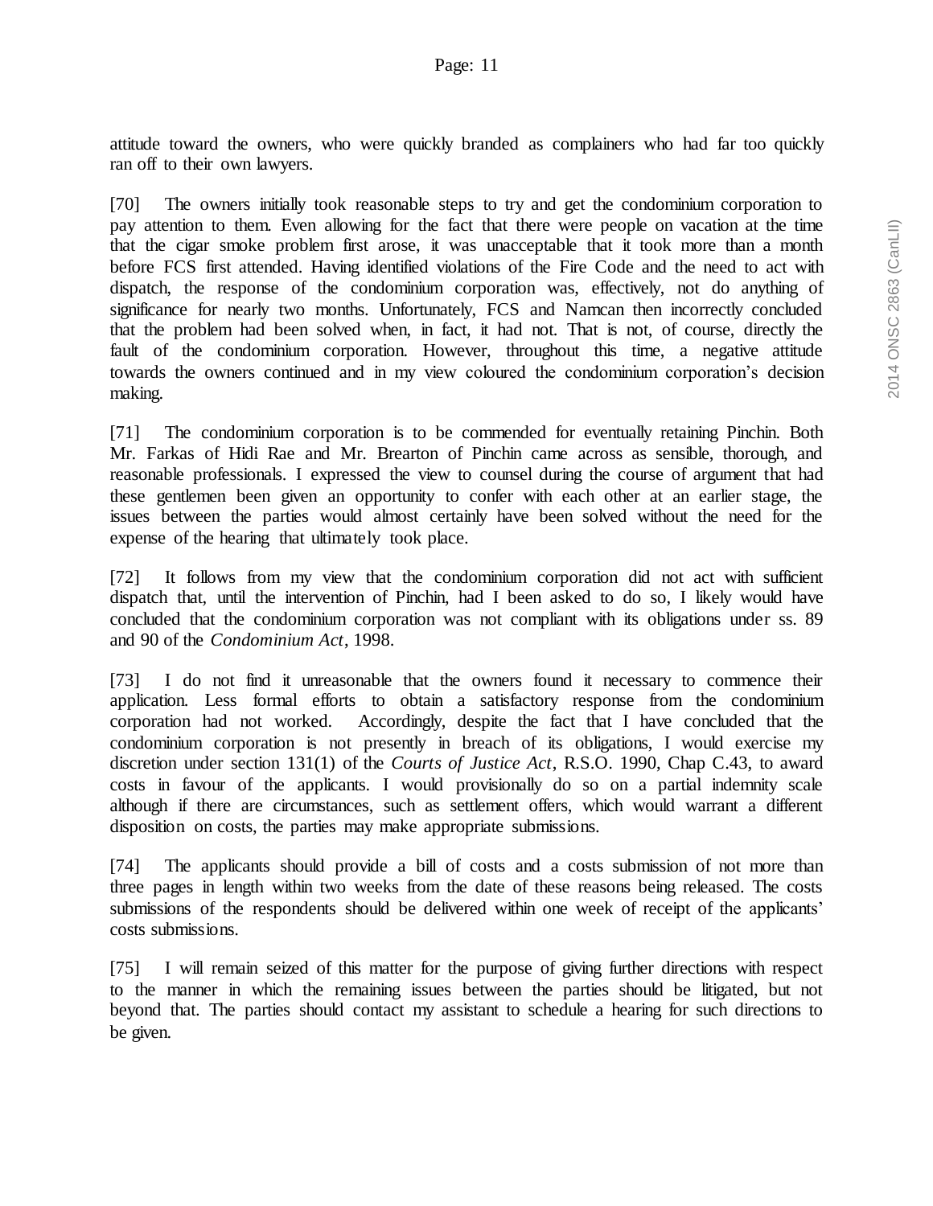attitude toward the owners, who were quickly branded as complainers who had far too quickly ran off to their own lawyers.

[70] The owners initially took reasonable steps to try and get the condominium corporation to pay attention to them. Even allowing for the fact that there were people on vacation at the time that the cigar smoke problem first arose, it was unacceptable that it took more than a month before FCS first attended. Having identified violations of the Fire Code and the need to act with dispatch, the response of the condominium corporation was, effectively, not do anything of significance for nearly two months. Unfortunately, FCS and Namcan then incorrectly concluded that the problem had been solved when, in fact, it had not. That is not, of course, directly the fault of the condominium corporation. However, throughout this time, a negative attitude towards the owners continued and in my view coloured the condominium corporation's decision making.

[71] The condominium corporation is to be commended for eventually retaining Pinchin. Both Mr. Farkas of Hidi Rae and Mr. Brearton of Pinchin came across as sensible, thorough, and reasonable professionals. I expressed the view to counsel during the course of argument that had these gentlemen been given an opportunity to confer with each other at an earlier stage, the issues between the parties would almost certainly have been solved without the need for the expense of the hearing that ultimately took place.

[72] It follows from my view that the condominium corporation did not act with sufficient dispatch that, until the intervention of Pinchin, had I been asked to do so, I likely would have concluded that the condominium corporation was not compliant with its obligations under ss. 89 and 90 of the *Condominium Act*, 1998.

[73] I do not find it unreasonable that the owners found it necessary to commence their application. Less formal efforts to obtain a satisfactory response from the condominium corporation had not worked. Accordingly, despite the fact that I have concluded that the condominium corporation is not presently in breach of its obligations, I would exercise my discretion under section 131(1) of the *Courts of Justice Act*, R.S.O. 1990, Chap C.43, to award costs in favour of the applicants. I would provisionally do so on a partial indemnity scale although if there are circumstances, such as settlement offers, which would warrant a different disposition on costs, the parties may make appropriate submissions.

[74] The applicants should provide a bill of costs and a costs submission of not more than three pages in length within two weeks from the date of these reasons being released. The costs submissions of the respondents should be delivered within one week of receipt of the applicants' costs submissions.

[75] I will remain seized of this matter for the purpose of giving further directions with respect to the manner in which the remaining issues between the parties should be litigated, but not beyond that. The parties should contact my assistant to schedule a hearing for such directions to be given.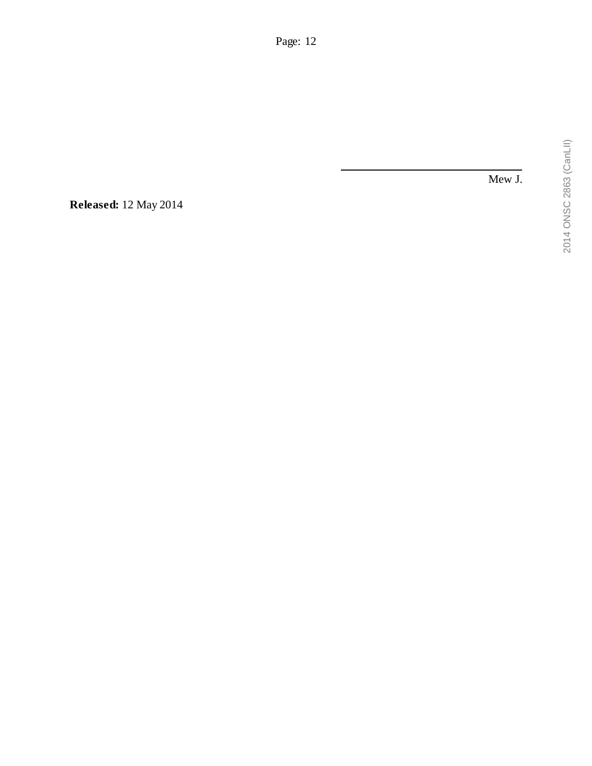___________________________

Mew J.

**Released:** 12 May 2014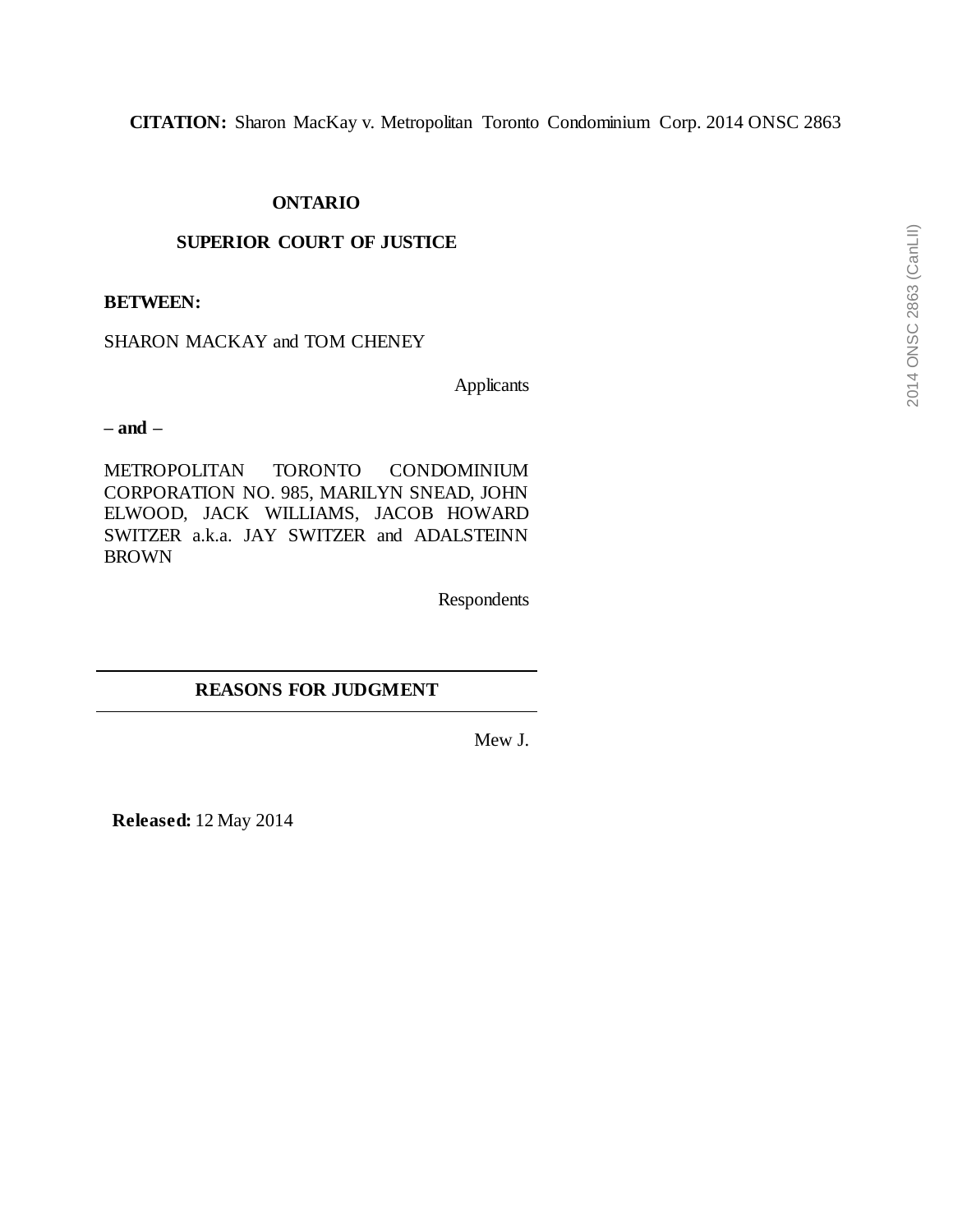**CITATION:** Sharon MacKay v. Metropolitan Toronto Condominium Corp. 2014 ONSC 2863

**ONTARIO**

**SUPERIOR COURT OF JUSTICE**

**BETWEEN:**

SHARON MACKAY and TOM CHENEY

Applicants

**– and –**

METROPOLITAN TORONTO CONDOMINIUM CORPORATION NO. 985, MARILYN SNEAD, JOHN ELWOOD, JACK WILLIAMS, JACOB HOWARD SWITZER a.k.a. JAY SWITZER and ADALSTEINN BROWN

Respondents

**REASONS FOR JUDGMENT**

Mew J.

**Released:** 12 May 2014